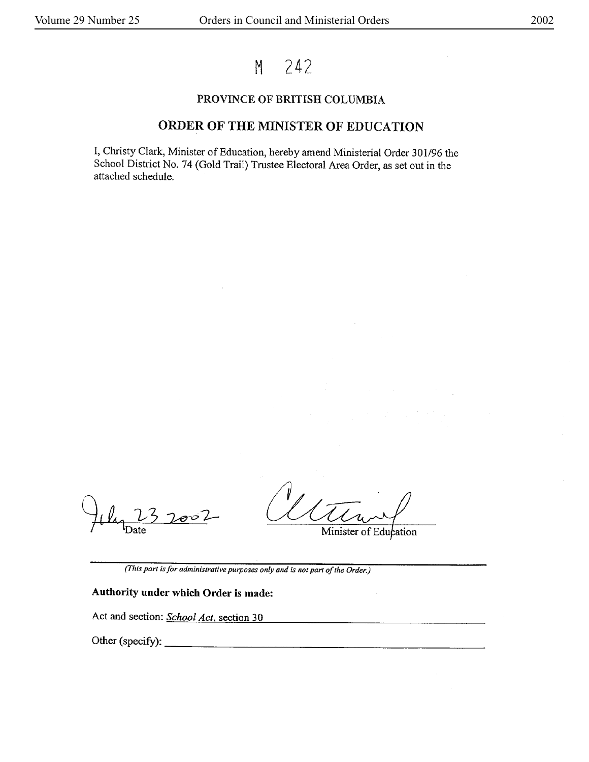# M 242

## PROVINCE OF BRITISH COLUMBIA

## ORDER OF THE MINISTER OF EDUCATION

I, Christy Clark, Minister of Education, hereby amend Ministerial Order 301/96 the School District No. 74 (Gold Trail) Trustee Electoral Area Order, as set out in the attached schedule.

July 23 2002
Date

Minister of Education

---

*(This part is for administrative purposes only and is not part of the Order.)*

**Authority under which Order is made:**

Act and section: *School Act*, section 30

Other (specify):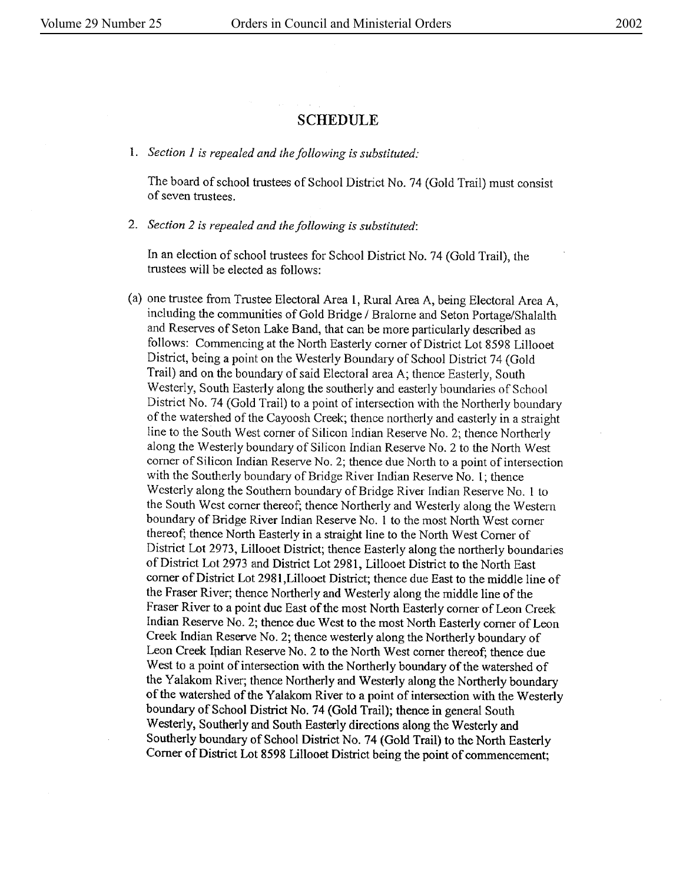## SCHEDULE

1. *Section 1 is repealed and the following is substituted:*

   The board of school trustees of School District No. 74 (Gold Trail) must consist of seven trustees.

2. *Section 2 is repealed and the following is substituted*:

   In an election of school trustees for School District No. 74 (Gold Trail), the trustees will be elected as follows:

(a) one trustee from Trustee Electoral Area 1, Rural Area A, being Electoral Area A, including the communities of Gold Bridge / Bralorne and Seton Portage/Shalalth and Reserves of Seton Lake Band, that can be more particularly described as follows: Commencing at the North Easterly corner of District Lot 8598 Lillooet District, being a point on the Westerly Boundary of School District 74 (Gold Trail) and on the boundary of said Electoral area A; thence Easterly, South Westerly, South Easterly along the southerly and easterly boundaries of School District No. 74 (Gold Trail) to a point of intersection with the Northerly boundary of the watershed of the Cayoosh Creek; thence northerly and easterly in a straight line to the South West corner of Silicon Indian Reserve No. 2; thence Northerly along the Westerly boundary of Silicon Indian Reserve No. 2 to the North West corner of Silicon Indian Reserve No. 2; thence due North to a point of intersection with the Southerly boundary of Bridge River Indian Reserve No. 1; thence Westerly along the Southern boundary of Bridge River Indian Reserve No. 1 to the South West corner thereof; thence Northerly and Westerly along the Western boundary of Bridge River Indian Reserve No. 1 to the most North West corner thereof; thence North Easterly in a straight line to the North West Corner of District Lot 2973, Lillooet District; thence Easterly along the northerly boundaries of District Lot 2973 and District Lot 2981, Lillooet District to the North East corner of District Lot 2981,Lillooet District; thence due East to the middle line of the Fraser River; thence Northerly and Westerly along the middle line of the Fraser River to a point due East of the most North Easterly corner of Leon Creek Indian Reserve No. 2; thence due West to the most North Easterly corner of Leon Creek Indian Reserve No. 2; thence westerly along the Northerly boundary of Leon Creek Indian Reserve No. 2 to the North West corner thereof; thence due West to a point of intersection with the Northerly boundary of the watershed of the Yalakom River; thence Northerly and Westerly along the Northerly boundary of the watershed of the Yalakom River to a point of intersection with the Westerly boundary of School District No. 74 (Gold Trail); thence in general South Westerly, Southerly and South Easterly directions along the Westerly and Southerly boundary of School District No. 74 (Gold Trail) to the North Easterly Corner of District Lot 8598 Lillooet District being the point of commencement;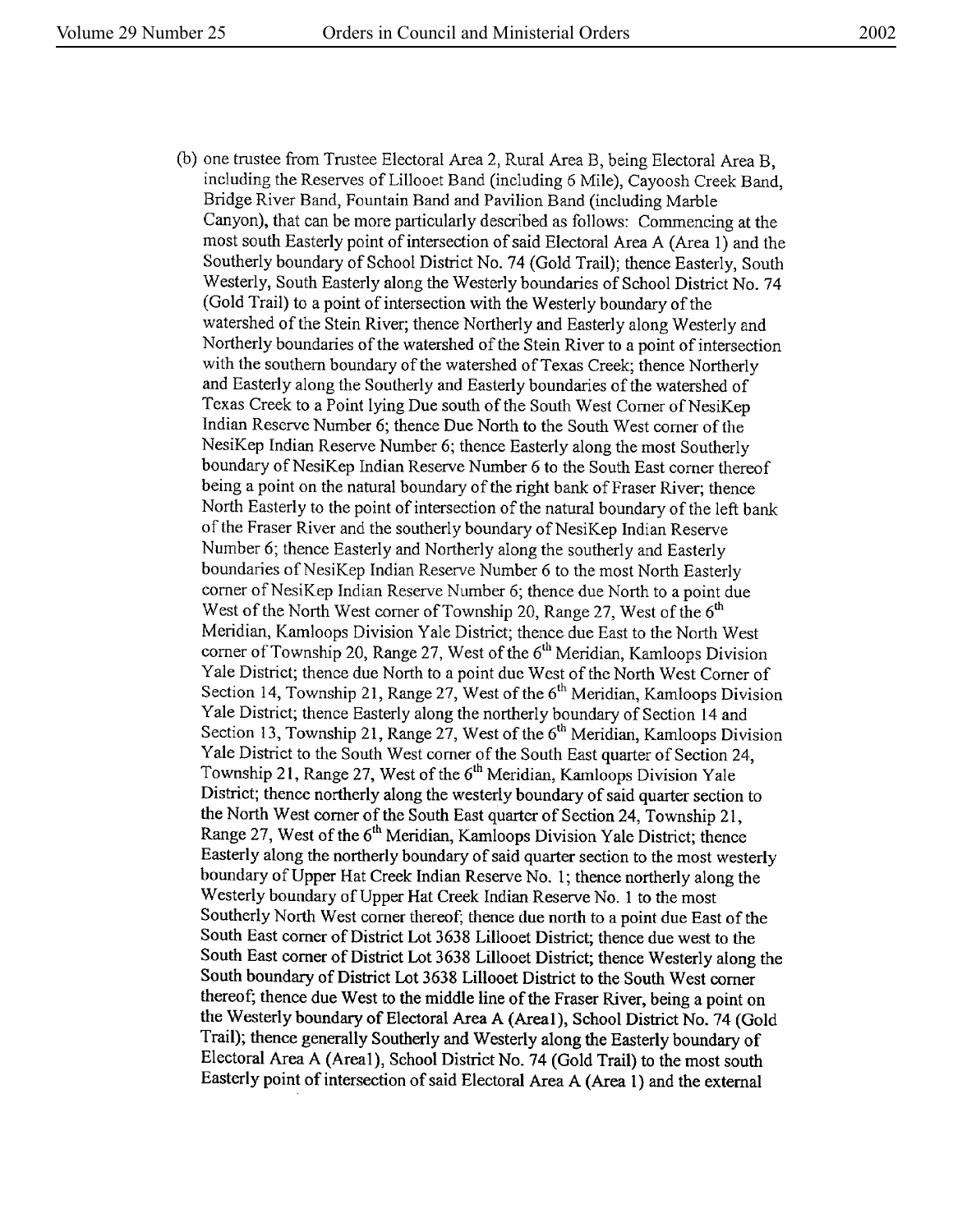(b) one trustee from Trustee Electoral Area 2, Rural Area B, being Electoral Area B, including the Reserves of Lillooet Band (including 6 Mile), Cayoosh Creek Band, Bridge River Band, Fountain Band and Pavilion Band (including Marble Canyon), that can be more particularly described as follows: Commencing at the most south Easterly point of intersection of said Electoral Area A (Area 1) and the Southerly boundary of School District No. 74 (Gold Trail); thence Easterly, South Westerly, South Easterly along the Westerly boundaries of School District No. 74 (Gold Trail) to a point of intersection with the Westerly boundary of the watershed of the Stein River; thence Northerly and Easterly along Westerly and Northerly boundaries of the watershed of the Stein River to a point of intersection with the southern boundary of the watershed of Texas Creek; thence Northerly and Easterly along the Southerly and Easterly boundaries of the watershed of Texas Creek to a Point lying Due south of the South West Corner of NesiKep Indian Reserve Number 6; thence Due North to the South West corner of the NesiKep Indian Reserve Number 6; thence Easterly along the most Southerly boundary of NesiKep Indian Reserve Number 6 to the South East corner thereof being a point on the natural boundary of the right bank of Fraser River; thence North Easterly to the point of intersection of the natural boundary of the left bank of the Fraser River and the southerly boundary of NesiKep Indian Reserve Number 6; thence Easterly and Northerly along the southerly and Easterly boundaries of NesiKep Indian Reserve Number 6 to the most North Easterly corner of NesiKep Indian Reserve Number 6; thence due North to a point due West of the North West corner of Township 20, Range 27, West of the 6th Meridian, Kamloops Division Yale District; thence due East to the North West corner of Township 20, Range 27, West of the 6th Meridian, Kamloops Division Yale District; thence due North to a point due West of the North West Corner of Section 14, Township 21, Range 27, West of the 6th Meridian, Kamloops Division Yale District; thence Easterly along the northerly boundary of Section 14 and Section 13, Township 21, Range 27, West of the 6th Meridian, Kamloops Division Yale District to the South West corner of the South East quarter of Section 24, Township 21, Range 27, West of the 6th Meridian, Kamloops Division Yale District; thence northerly along the westerly boundary of said quarter section to the North West corner of the South East quarter of Section 24, Township 21, Range 27, West of the 6th Meridian, Kamloops Division Yale District; thence Easterly along the northerly boundary of said quarter section to the most westerly boundary of Upper Hat Creek Indian Reserve No. 1; thence northerly along the Westerly boundary of Upper Hat Creek Indian Reserve No. 1 to the most Southerly North West corner thereof; thence due north to a point due East of the South East corner of District Lot 3638 Lillooet District; thence due west to the South East corner of District Lot 3638 Lillooet District; thence Westerly along the South boundary of District Lot 3638 Lillooet District to the South West corner thereof; thence due West to the middle line of the Fraser River, being a point on the Westerly boundary of Electoral Area A (Area1), School District No. 74 (Gold Trail); thence generally Southerly and Westerly along the Easterly boundary of Electoral Area A (Area1), School District No. 74 (Gold Trail) to the most south Easterly point of intersection of said Electoral Area A (Area 1) and the external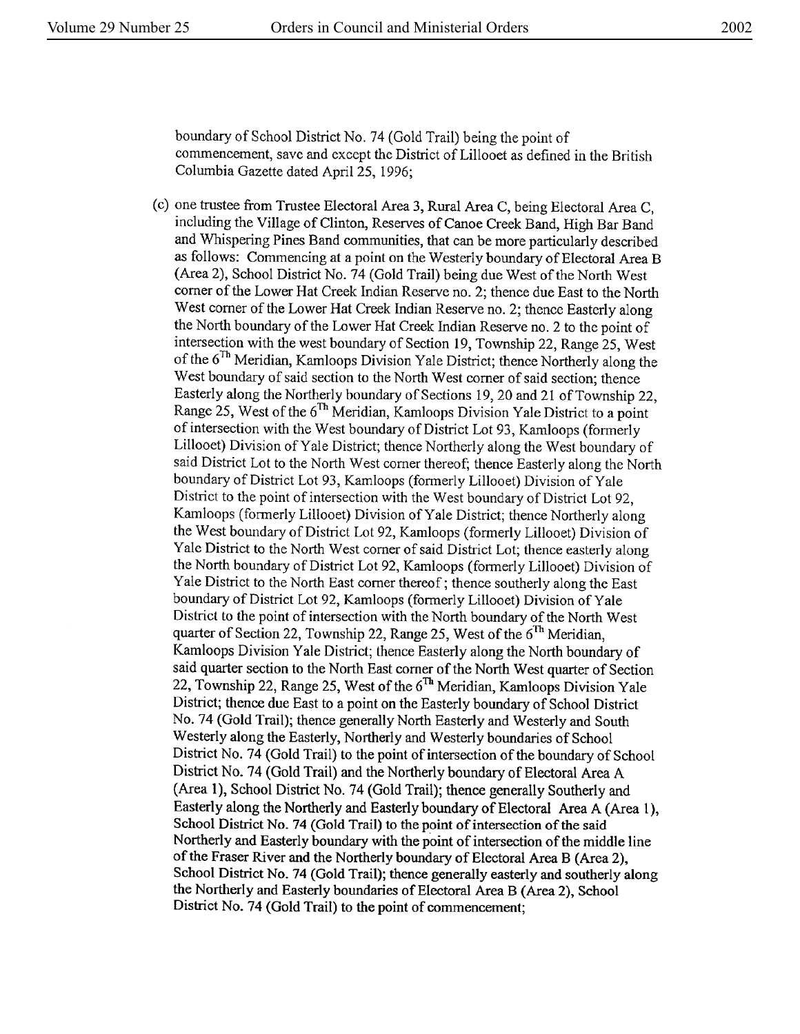boundary of School District No. 74 (Gold Trail) being the point of commencement, save and except the District of Lillooet as defined in the British Columbia Gazette dated April 25, 1996;

(c) one trustee from Trustee Electoral Area 3, Rural Area C, being Electoral Area C, including the Village of Clinton, Reserves of Canoe Creek Band, High Bar Band and Whispering Pines Band communities, that can be more particularly described as follows: Commencing at a point on the Westerly boundary of Electoral Area B (Area 2), School District No. 74 (Gold Trail) being due West of the North West corner of the Lower Hat Creek Indian Reserve no. 2; thence due East to the North West corner of the Lower Hat Creek Indian Reserve no. 2; thence Easterly along the North boundary of the Lower Hat Creek Indian Reserve no. 2 to the point of intersection with the west boundary of Section 19, Township 22, Range 25, West of the 6[Th] Meridian, Kamloops Division Yale District; thence Northerly along the West boundary of said section to the North West corner of said section; thence Easterly along the Northerly boundary of Sections 19, 20 and 21 of Township 22, Range 25, West of the 6[Th] Meridian, Kamloops Division Yale District to a point of intersection with the West boundary of District Lot 93, Kamloops (formerly Lillooet) Division of Yale District; thence Northerly along the West boundary of said District Lot to the North West corner thereof; thence Easterly along the North boundary of District Lot 93, Kamloops (formerly Lillooet) Division of Yale District to the point of intersection with the West boundary of District Lot 92, Kamloops (formerly Lillooet) Division of Yale District; thence Northerly along the West boundary of District Lot 92, Kamloops (formerly Lillooet) Division of Yale District to the North West corner of said District Lot; thence easterly along the North boundary of District Lot 92, Kamloops (formerly Lillooet) Division of Yale District to the North East corner thereof; thence southerly along the East boundary of District Lot 92, Kamloops (formerly Lillooet) Division of Yale District to the point of intersection with the North boundary of the North West quarter of Section 22, Township 22, Range 25, West of the 6[Th] Meridian, Kamloops Division Yale District; thence Easterly along the North boundary of said quarter section to the North East corner of the North West quarter of Section 22, Township 22, Range 25, West of the 6[Th] Meridian, Kamloops Division Yale District; thence due East to a point on the Easterly boundary of School District No. 74 (Gold Trail); thence generally North Easterly and Westerly and South Westerly along the Easterly, Northerly and Westerly boundaries of School District No. 74 (Gold Trail) to the point of intersection of the boundary of School District No. 74 (Gold Trail) and the Northerly boundary of Electoral Area A (Area 1), School District No. 74 (Gold Trail); thence generally Southerly and Easterly along the Northerly and Easterly boundary of Electoral Area A (Area 1), School District No. 74 (Gold Trail) to the point of intersection of the said Northerly and Easterly boundary with the point of intersection of the middle line of the Fraser River and the Northerly boundary of Electoral Area B (Area 2), School District No. 74 (Gold Trail); thence generally easterly and southerly along the Northerly and Easterly boundaries of Electoral Area B (Area 2), School District No. 74 (Gold Trail) to the point of commencement;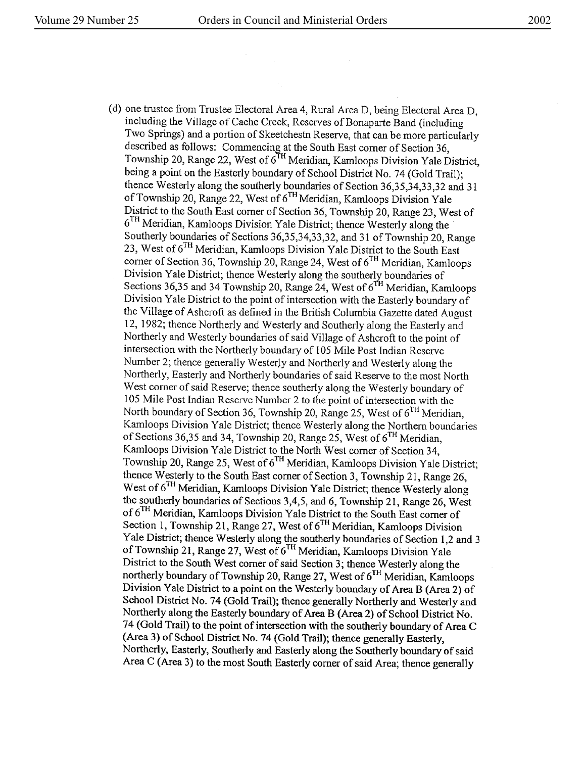(d) one trustee from Trustee Electoral Area 4, Rural Area D, being Electoral Area D, including the Village of Cache Creek, Reserves of Bonaparte Band (including Two Springs) and a portion of Skeetchestn Reserve, that can be more particularly described as follows: Commencing at the South East corner of Section 36, Township 20, Range 22, West of $6^{TH}$ Meridian, Kamloops Division Yale District, being a point on the Easterly boundary of School District No. 74 (Gold Trail); thence Westerly along the southerly boundaries of Section 36,35,34,33,32 and 31 of Township 20, Range 22, West of $6^{TH}$ Meridian, Kamloops Division Yale District to the South East corner of Section 36, Township 20, Range 23, West of $6^{TH}$ Meridian, Kamloops Division Yale District; thence Westerly along the Southerly boundaries of Sections 36,35,34,33,32, and 31 of Township 20, Range 23, West of $6^{TH}$ Meridian, Kamloops Division Yale District to the South East corner of Section 36, Township 20, Range 24, West of $6^{TH}$ Meridian, Kamloops Division Yale District; thence Westerly along the southerly boundaries of Sections 36,35 and 34 Township 20, Range 24, West of $6^{TH}$ Meridian, Kamloops Division Yale District to the point of intersection with the Easterly boundary of the Village of Ashcroft as defined in the British Columbia Gazette dated August 12, 1982; thence Northerly and Westerly and Southerly along the Easterly and Northerly and Westerly boundaries of said Village of Ashcroft to the point of intersection with the Northerly boundary of 105 Mile Post Indian Reserve Number 2; thence generally Westerly and Northerly and Westerly along the Northerly, Easterly and Northerly boundaries of said Reserve to the most North West corner of said Reserve; thence southerly along the Westerly boundary of 105 Mile Post Indian Reserve Number 2 to the point of intersection with the North boundary of Section 36, Township 20, Range 25, West of $6^{TH}$ Meridian, Kamloops Division Yale District; thence Westerly along the Northern boundaries of Sections 36,35 and 34, Township 20, Range 25, West of $6^{TH}$ Meridian, Kamloops Division Yale District to the North West corner of Section 34, Township 20, Range 25, West of $6^{TH}$ Meridian, Kamloops Division Yale District; thence Westerly to the South East corner of Section 3, Township 21, Range 26, West of $6^{TH}$ Meridian, Kamloops Division Yale District; thence Westerly along the southerly boundaries of Sections 3,4,5, and 6, Township 21, Range 26, West of $6^{TH}$ Meridian, Kamloops Division Yale District to the South East corner of Section 1, Township 21, Range 27, West of $6^{TH}$ Meridian, Kamloops Division Yale District; thence Westerly along the southerly boundaries of Section 1,2 and 3 of Township 21, Range 27, West of $6^{TH}$ Meridian, Kamloops Division Yale District to the South West corner of said Section 3; thence Westerly along the northerly boundary of Township 20, Range 27, West of $6^{TH}$ Meridian, Kamloops Division Yale District to a point on the Westerly boundary of Area B (Area 2) of School District No. 74 (Gold Trail); thence generally Northerly and Westerly and Northerly along the Easterly boundary of Area B (Area 2) of School District No. 74 (Gold Trail) to the point of intersection with the southerly boundary of Area C (Area 3) of School District No. 74 (Gold Trail); thence generally Easterly, Northerly, Easterly, Southerly and Easterly along the Southerly boundary of said Area C (Area 3) to the most South Easterly corner of said Area; thence generally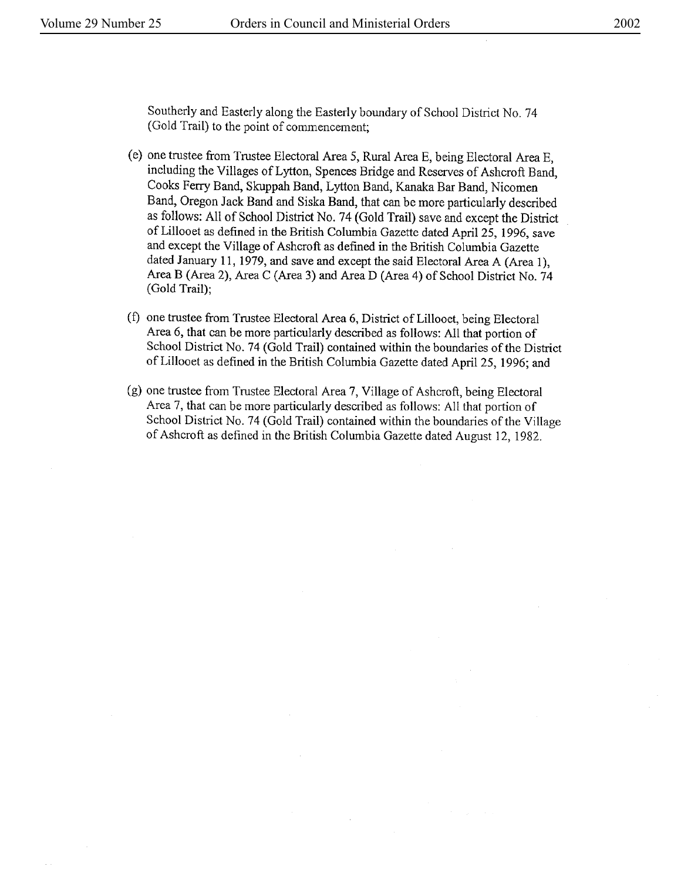Southerly and Easterly along the Easterly boundary of School District No. 74 (Gold Trail) to the point of commencement;

(e) one trustee from Trustee Electoral Area 5, Rural Area E, being Electoral Area E, including the Villages of Lytton, Spences Bridge and Reserves of Ashcroft Band, Cooks Ferry Band, Skuppah Band, Lytton Band, Kanaka Bar Band, Nicomen Band, Oregon Jack Band and Siska Band, that can be more particularly described as follows: All of School District No. 74 (Gold Trail) save and except the District of Lillooet as defined in the British Columbia Gazette dated April 25, 1996, save and except the Village of Ashcroft as defined in the British Columbia Gazette dated January 11, 1979, and save and except the said Electoral Area A (Area 1), Area B (Area 2), Area C (Area 3) and Area D (Area 4) of School District No. 74 (Gold Trail);

(f) one trustee from Trustee Electoral Area 6, District of Lillooet, being Electoral Area 6, that can be more particularly described as follows: All that portion of School District No. 74 (Gold Trail) contained within the boundaries of the District of Lillooet as defined in the British Columbia Gazette dated April 25, 1996; and

(g) one trustee from Trustee Electoral Area 7, Village of Ashcroft, being Electoral Area 7, that can be more particularly described as follows: All that portion of School District No. 74 (Gold Trail) contained within the boundaries of the Village of Ashcroft as defined in the British Columbia Gazette dated August 12, 1982.